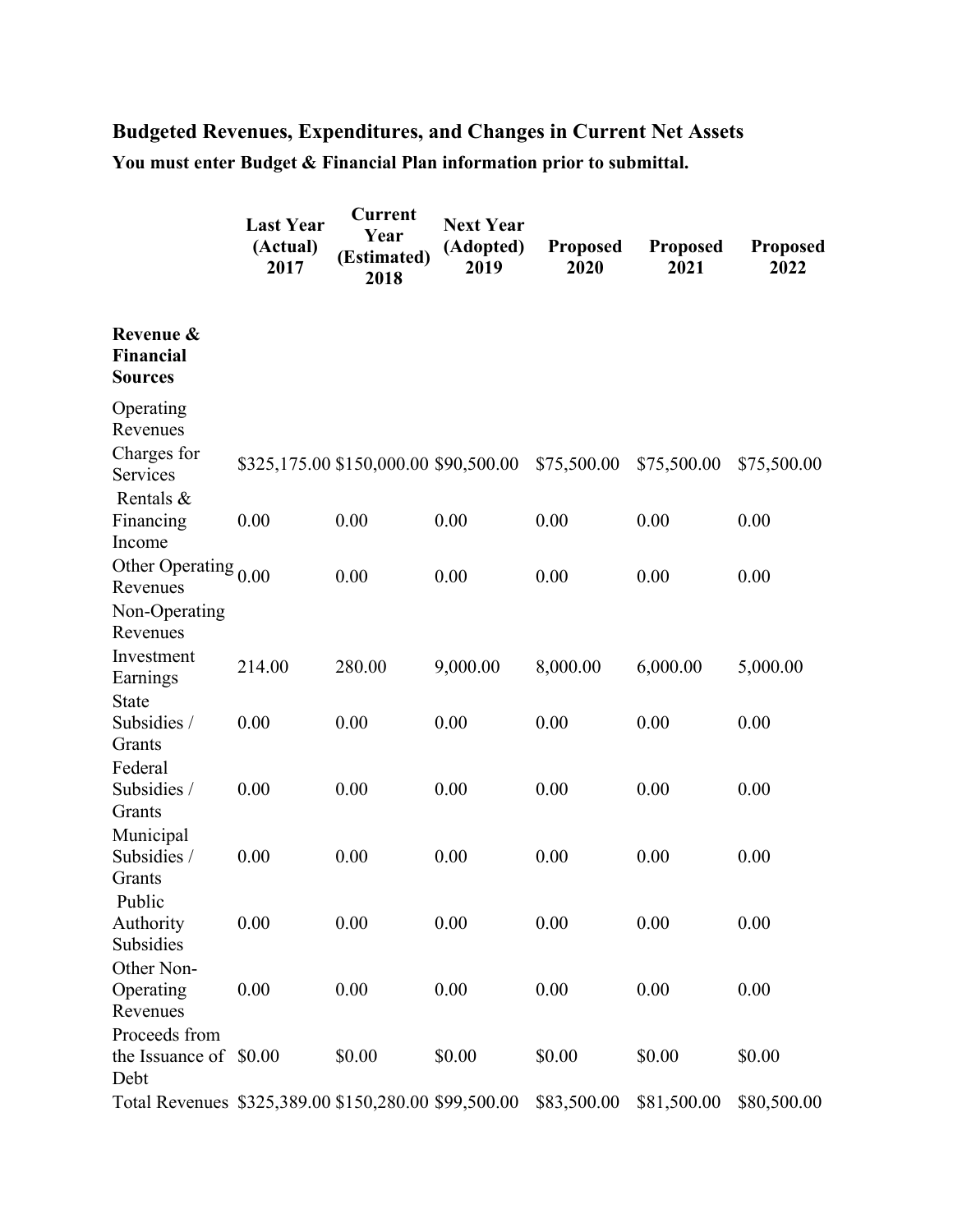## Budgeted Revenues, Expenditures, and Changes in Current Net Assets

**You must enter Budget & Financial Plan information prior to submittal.**

| | Last Year (Actual) 2017 | Current Year (Estimated) 2018 | Next Year (Adopted) 2019 | Proposed 2020 | Proposed 2021 | Proposed 2022 |
|---|---|---|---|---|---|---|
| **Revenue & Financial Sources** | | | | | | |
| Operating Revenues | | | | | | |
| Charges for Services | $325,175.00 | $150,000.00 | $90,500.00 | $75,500.00 | $75,500.00 | $75,500.00 |
| Rentals & Financing Income | 0.00 | 0.00 | 0.00 | 0.00 | 0.00 | 0.00 |
| Other Operating Revenues | 0.00 | 0.00 | 0.00 | 0.00 | 0.00 | 0.00 |
| Non-Operating Revenues | | | | | | |
| Investment Earnings | 214.00 | 280.00 | 9,000.00 | 8,000.00 | 6,000.00 | 5,000.00 |
| State Subsidies / Grants | 0.00 | 0.00 | 0.00 | 0.00 | 0.00 | 0.00 |
| Federal Subsidies / Grants | 0.00 | 0.00 | 0.00 | 0.00 | 0.00 | 0.00 |
| Municipal Subsidies / Grants | 0.00 | 0.00 | 0.00 | 0.00 | 0.00 | 0.00 |
| Public Authority Subsidies | 0.00 | 0.00 | 0.00 | 0.00 | 0.00 | 0.00 |
| Other Non-Operating Revenues | 0.00 | 0.00 | 0.00 | 0.00 | 0.00 | 0.00 |
| Proceeds from the Issuance of Debt | $0.00 | $0.00 | $0.00 | $0.00 | $0.00 | $0.00 |
| Total Revenues | $325,389.00 | $150,280.00 | $99,500.00 | $83,500.00 | $81,500.00 | $80,500.00 |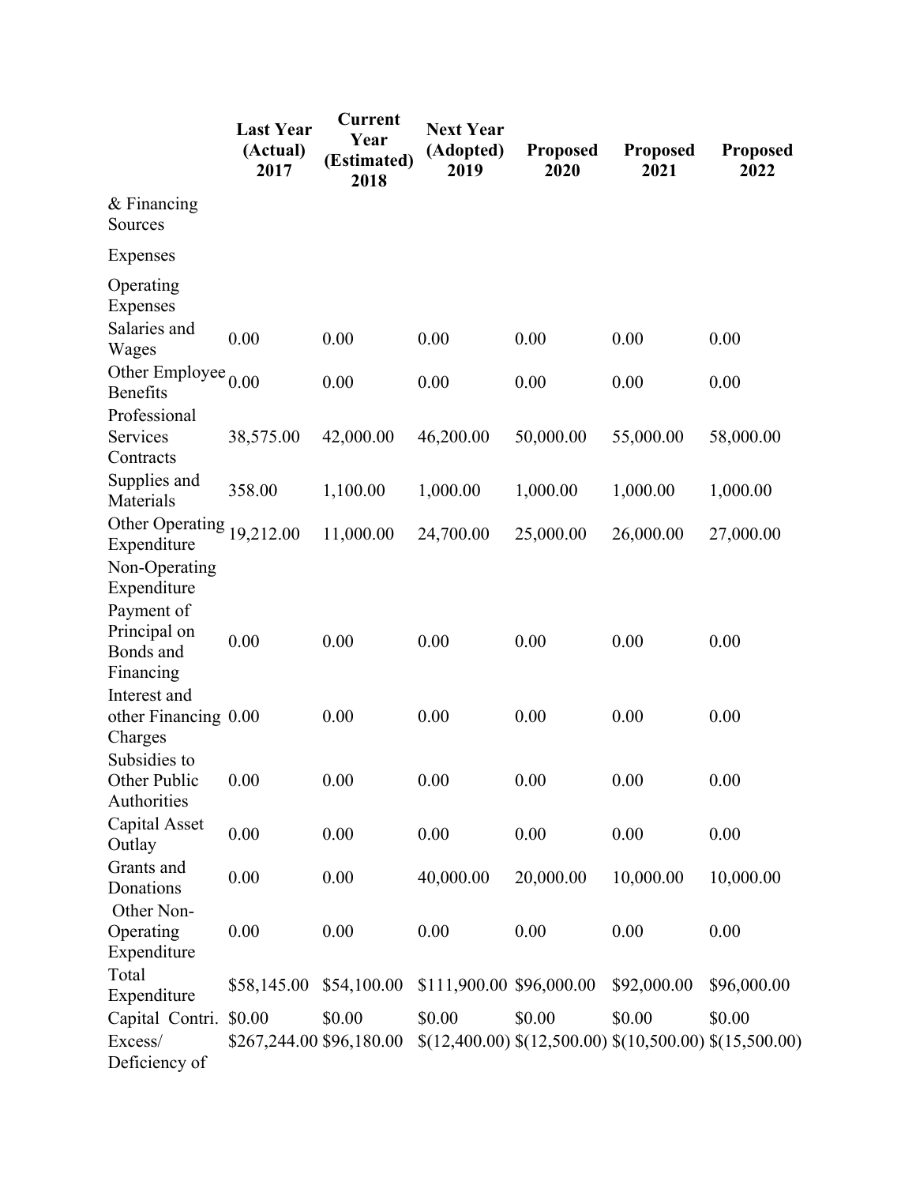| | Last Year (Actual) 2017 | Current Year (Estimated) 2018 | Next Year (Adopted) 2019 | Proposed 2020 | Proposed 2021 | Proposed 2022 |
|---|---|---|---|---|---|---|
| & Financing Sources | | | | | | |
| Expenses | | | | | | |
| Operating Expenses | | | | | | |
| Salaries and Wages | 0.00 | 0.00 | 0.00 | 0.00 | 0.00 | 0.00 |
| Other Employee Benefits | 0.00 | 0.00 | 0.00 | 0.00 | 0.00 | 0.00 |
| Professional Services Contracts | 38,575.00 | 42,000.00 | 46,200.00 | 50,000.00 | 55,000.00 | 58,000.00 |
| Supplies and Materials | 358.00 | 1,100.00 | 1,000.00 | 1,000.00 | 1,000.00 | 1,000.00 |
| Other Operating Expenditure | 19,212.00 | 11,000.00 | 24,700.00 | 25,000.00 | 26,000.00 | 27,000.00 |
| Non-Operating Expenditure | | | | | | |
| Payment of Principal on Bonds and Financing | 0.00 | 0.00 | 0.00 | 0.00 | 0.00 | 0.00 |
| Interest and other Financing Charges | 0.00 | 0.00 | 0.00 | 0.00 | 0.00 | 0.00 |
| Subsidies to Other Public Authorities | 0.00 | 0.00 | 0.00 | 0.00 | 0.00 | 0.00 |
| Capital Asset Outlay | 0.00 | 0.00 | 0.00 | 0.00 | 0.00 | 0.00 |
| Grants and Donations | 0.00 | 0.00 | 40,000.00 | 20,000.00 | 10,000.00 | 10,000.00 |
| Other Non-Operating Expenditure | 0.00 | 0.00 | 0.00 | 0.00 | 0.00 | 0.00 |
| Total Expenditure | $58,145.00 | $54,100.00 | $111,900.00 | $96,000.00 | $92,000.00 | $96,000.00 |
| Capital Contri. | $0.00 | $0.00 | $0.00 | $0.00 | $0.00 | $0.00 |
| Excess/ Deficiency of | $267,244.00 | $96,180.00 | $(12,400.00) | $(12,500.00) | $(10,500.00) | $(15,500.00) |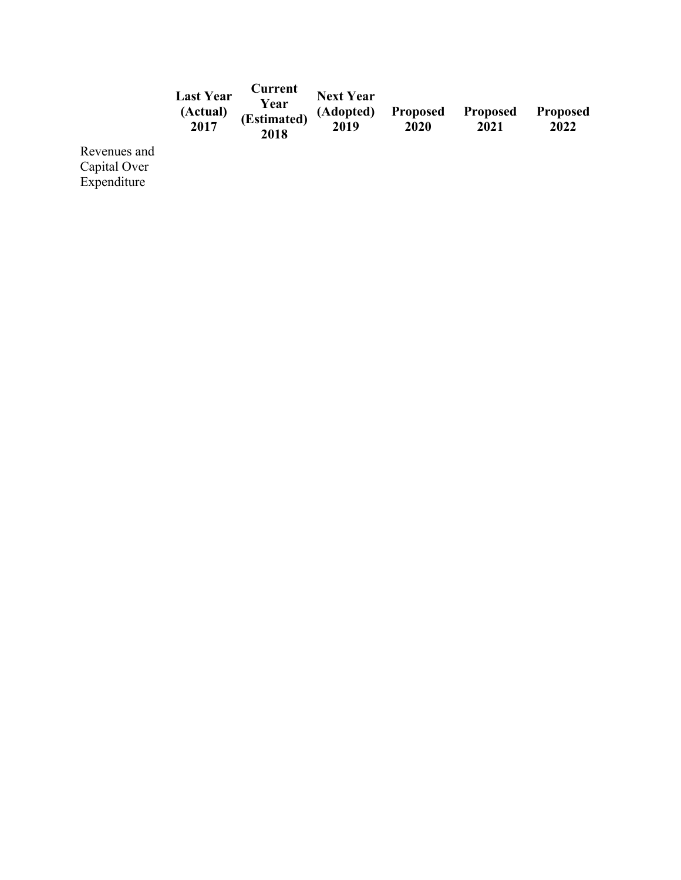| | Last Year (Actual) 2017 | Current Year (Estimated) 2018 | Next Year (Adopted) 2019 | Proposed 2020 | Proposed 2021 | Proposed 2022 |
|---|---|---|---|---|---|---|
| Revenues and Capital Over Expenditure | | | | | | |